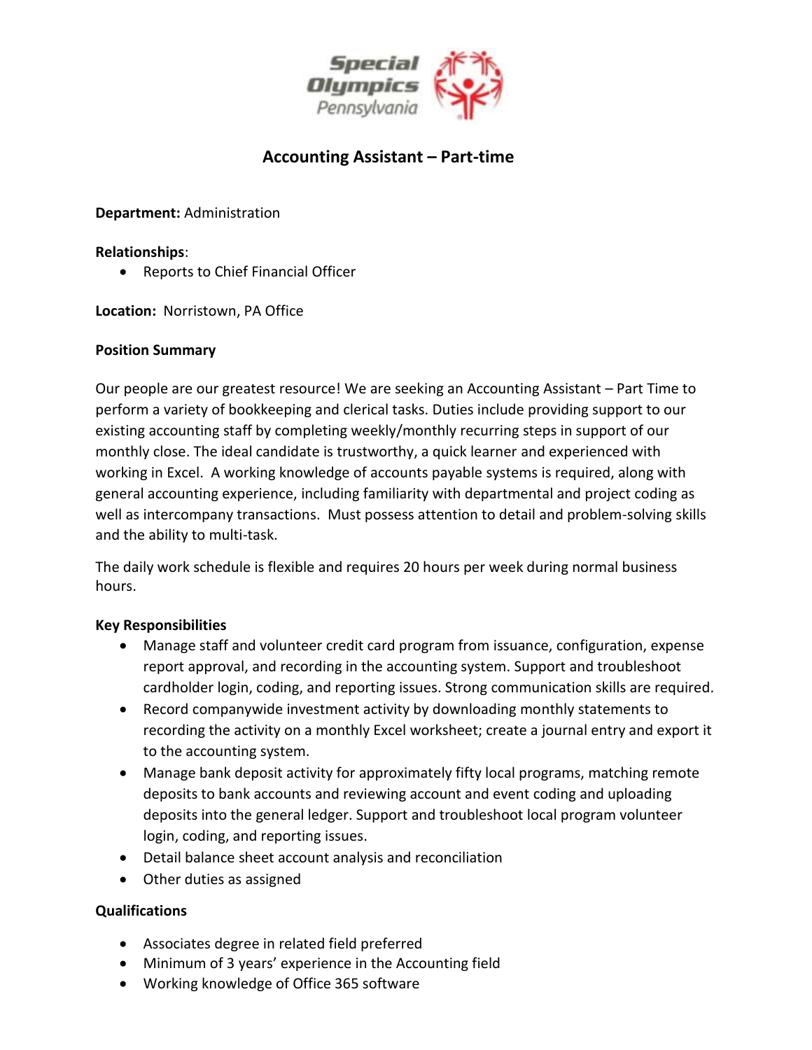# Accounting Assistant – Part-time

**Department:** Administration

**Relationships**:

- Reports to Chief Financial Officer

**Location:** Norristown, PA Office

**Position Summary**

Our people are our greatest resource! We are seeking an Accounting Assistant – Part Time to perform a variety of bookkeeping and clerical tasks. Duties include providing support to our existing accounting staff by completing weekly/monthly recurring steps in support of our monthly close. The ideal candidate is trustworthy, a quick learner and experienced with working in Excel. A working knowledge of accounts payable systems is required, along with general accounting experience, including familiarity with departmental and project coding as well as intercompany transactions. Must possess attention to detail and problem-solving skills and the ability to multi-task.

The daily work schedule is flexible and requires 20 hours per week during normal business hours.

**Key Responsibilities**

- Manage staff and volunteer credit card program from issuance, configuration, expense report approval, and recording in the accounting system. Support and troubleshoot cardholder login, coding, and reporting issues. Strong communication skills are required.
- Record companywide investment activity by downloading monthly statements to recording the activity on a monthly Excel worksheet; create a journal entry and export it to the accounting system.
- Manage bank deposit activity for approximately fifty local programs, matching remote deposits to bank accounts and reviewing account and event coding and uploading deposits into the general ledger. Support and troubleshoot local program volunteer login, coding, and reporting issues.
- Detail balance sheet account analysis and reconciliation
- Other duties as assigned

**Qualifications**

- Associates degree in related field preferred
- Minimum of 3 years' experience in the Accounting field
- Working knowledge of Office 365 software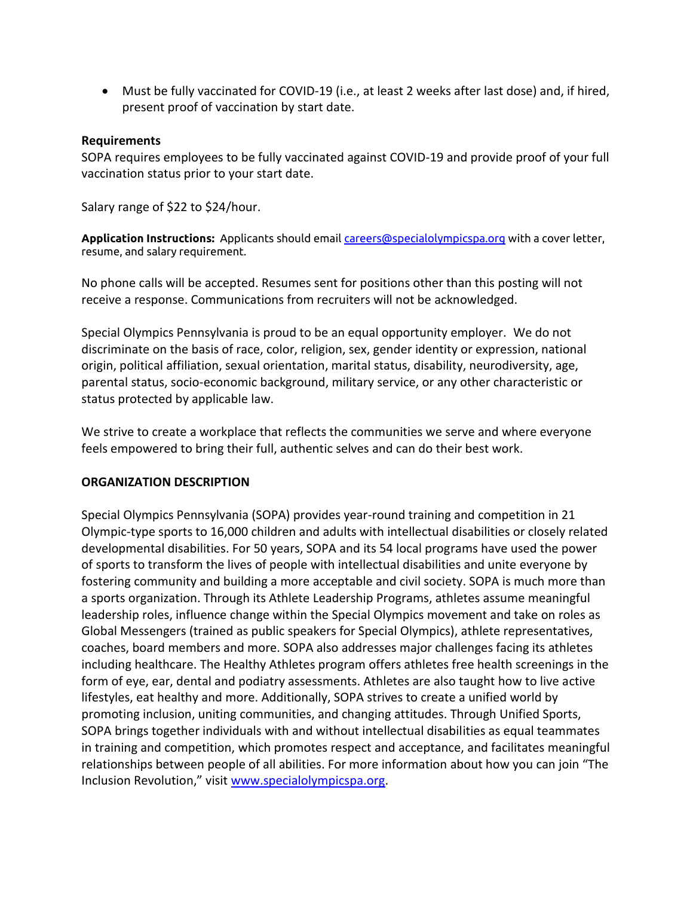- Must be fully vaccinated for COVID-19 (i.e., at least 2 weeks after last dose) and, if hired, present proof of vaccination by start date.

**Requirements**

SOPA requires employees to be fully vaccinated against COVID-19 and provide proof of your full vaccination status prior to your start date.

Salary range of $22 to $24/hour.

**Application Instructions:** Applicants should email careers@specialolympicspa.org with a cover letter, resume, and salary requirement.

No phone calls will be accepted. Resumes sent for positions other than this posting will not receive a response. Communications from recruiters will not be acknowledged.

Special Olympics Pennsylvania is proud to be an equal opportunity employer. We do not discriminate on the basis of race, color, religion, sex, gender identity or expression, national origin, political affiliation, sexual orientation, marital status, disability, neurodiversity, age, parental status, socio-economic background, military service, or any other characteristic or status protected by applicable law.

We strive to create a workplace that reflects the communities we serve and where everyone feels empowered to bring their full, authentic selves and can do their best work.

**ORGANIZATION DESCRIPTION**

Special Olympics Pennsylvania (SOPA) provides year-round training and competition in 21 Olympic-type sports to 16,000 children and adults with intellectual disabilities or closely related developmental disabilities. For 50 years, SOPA and its 54 local programs have used the power of sports to transform the lives of people with intellectual disabilities and unite everyone by fostering community and building a more acceptable and civil society. SOPA is much more than a sports organization. Through its Athlete Leadership Programs, athletes assume meaningful leadership roles, influence change within the Special Olympics movement and take on roles as Global Messengers (trained as public speakers for Special Olympics), athlete representatives, coaches, board members and more. SOPA also addresses major challenges facing its athletes including healthcare. The Healthy Athletes program offers athletes free health screenings in the form of eye, ear, dental and podiatry assessments. Athletes are also taught how to live active lifestyles, eat healthy and more. Additionally, SOPA strives to create a unified world by promoting inclusion, uniting communities, and changing attitudes. Through Unified Sports, SOPA brings together individuals with and without intellectual disabilities as equal teammates in training and competition, which promotes respect and acceptance, and facilitates meaningful relationships between people of all abilities. For more information about how you can join "The Inclusion Revolution," visit www.specialolympicspa.org.